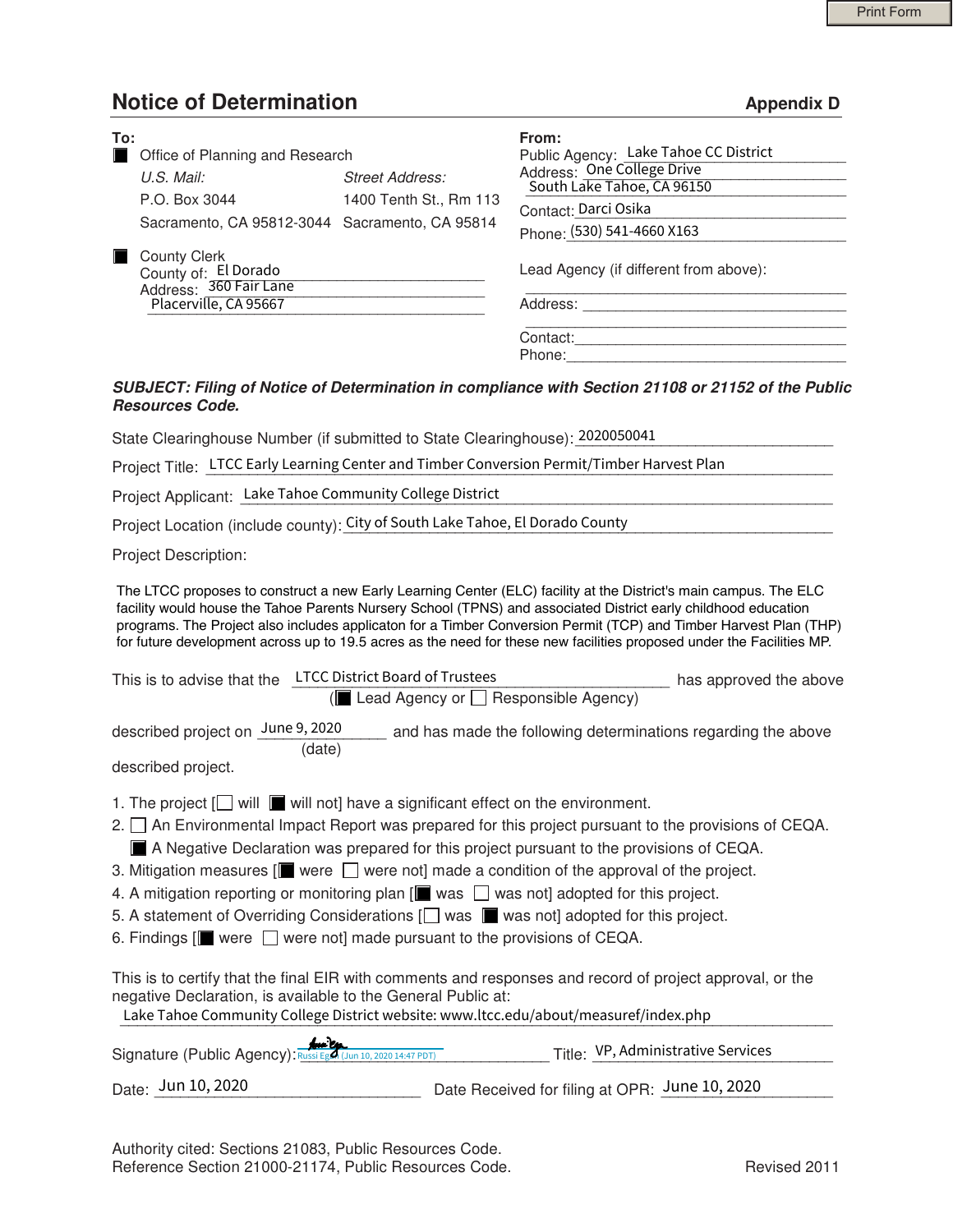# Notice of Determination

**Appendix D**

**To:**

■ Office of Planning and Research

| *U.S. Mail:* | *Street Address:* |
|---|---|
| P.O. Box 3044 | 1400 Tenth St., Rm 113 |
| Sacramento, CA 95812-3044 | Sacramento, CA 95814 |

■ County Clerk
County of: El Dorado
Address: 360 Fair Lane
Placerville, CA 95667

**From:**

Public Agency: Lake Tahoe CC District
Address: One College Drive
South Lake Tahoe, CA 96150
Contact: Darci Osika
Phone: (530) 541-4660 X163

Lead Agency (if different from above):
______________________
Address: ______________________
Contact: ______________________
Phone: ______________________

***SUBJECT: Filing of Notice of Determination in compliance with Section 21108 or 21152 of the Public Resources Code.***

State Clearinghouse Number (if submitted to State Clearinghouse): 2020050041

Project Title: LTCC Early Learning Center and Timber Conversion Permit/Timber Harvest Plan

Project Applicant: Lake Tahoe Community College District

Project Location (include county): City of South Lake Tahoe, El Dorado County

Project Description:

The LTCC proposes to construct a new Early Learning Center (ELC) facility at the District's main campus. The ELC facility would house the Tahoe Parents Nursery School (TPNS) and associated District early childhood education programs. The Project also includes applicaton for a Timber Conversion Permit (TCP) and Timber Harvest Plan (THP) for future development across up to 19.5 acres as the need for these new facilities proposed under the Facilities MP.

This is to advise that the LTCC District Board of Trustees has approved the above (■ Lead Agency or ☐ Responsible Agency)

described project on June 9, 2020 (date) and has made the following determinations regarding the above described project.

1. The project [☐ will ■ will not] have a significant effect on the environment.
2. ☐ An Environmental Impact Report was prepared for this project pursuant to the provisions of CEQA.
   ■ A Negative Declaration was prepared for this project pursuant to the provisions of CEQA.
3. Mitigation measures [■ were ☐ were not] made a condition of the approval of the project.
4. A mitigation reporting or monitoring plan [■ was ☐ was not] adopted for this project.
5. A statement of Overriding Considerations [☐ was ■ was not] adopted for this project.
6. Findings [■ were ☐ were not] made pursuant to the provisions of CEQA.

This is to certify that the final EIR with comments and responses and record of project approval, or the negative Declaration, is available to the General Public at:
Lake Tahoe Community College District website: www.ltcc.edu/about/measuref/index.php

Signature (Public Agency): Russi Egan (Jun 10, 2020 14:47 PDT) Title: VP, Administrative Services

Date: Jun 10, 2020 Date Received for filing at OPR: June 10, 2020

Authority cited: Sections 21083, Public Resources Code.
Reference Section 21000-21174, Public Resources Code.

Revised 2011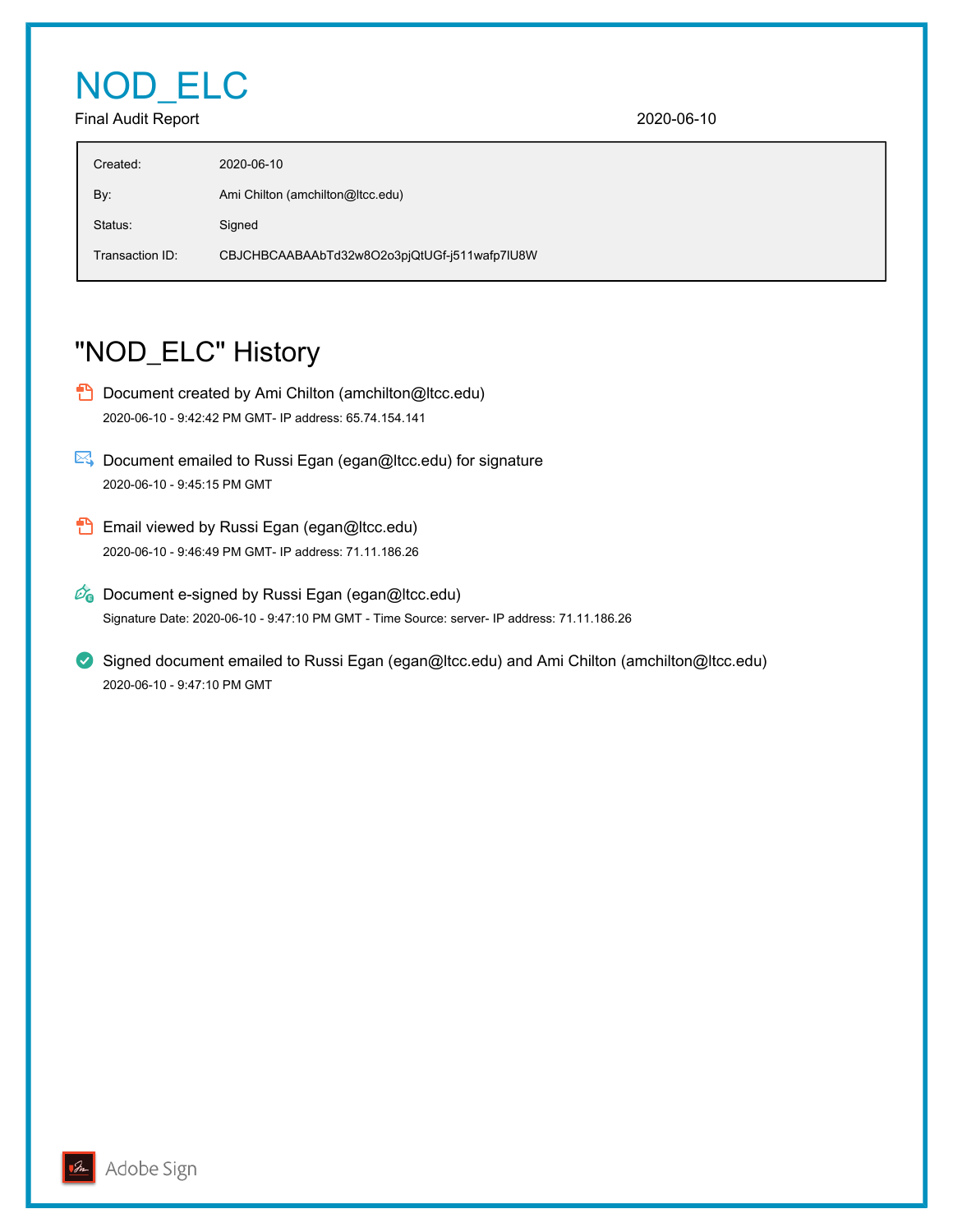# NOD_ELC

Final Audit Report 2020-06-10

| | |
|---|---|
| Created: | 2020-06-10 |
| By: | Ami Chilton (amchilton@ltcc.edu) |
| Status: | Signed |
| Transaction ID: | CBJCHBCAABAAbTd32w8O2o3pjQtUGf-j511wafp7lU8W |

## "NOD_ELC" History

- Document created by Ami Chilton (amchilton@ltcc.edu)
  2020-06-10 - 9:42:42 PM GMT- IP address: 65.74.154.141

- Document emailed to Russi Egan (egan@ltcc.edu) for signature
  2020-06-10 - 9:45:15 PM GMT

- Email viewed by Russi Egan (egan@ltcc.edu)
  2020-06-10 - 9:46:49 PM GMT- IP address: 71.11.186.26

- Document e-signed by Russi Egan (egan@ltcc.edu)
  Signature Date: 2020-06-10 - 9:47:10 PM GMT - Time Source: server- IP address: 71.11.186.26

- Signed document emailed to Russi Egan (egan@ltcc.edu) and Ami Chilton (amchilton@ltcc.edu)
  2020-06-10 - 9:47:10 PM GMT

Adobe Sign